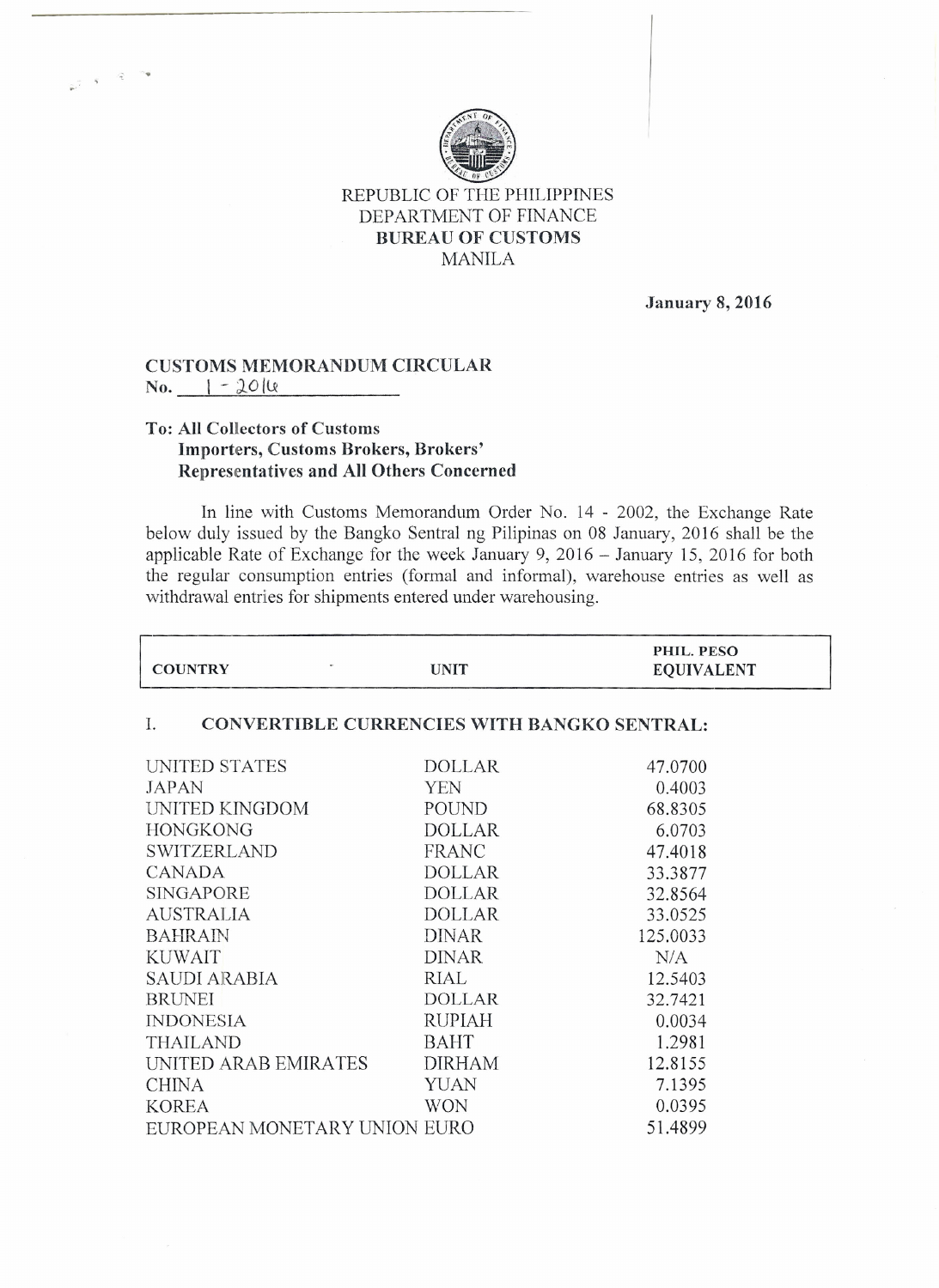REPUBLIC OF THE PHILIPPINES
DEPARTMENT OF FINANCE
**BUREAU OF CUSTOMS**
MANILA

**January 8, 2016**

**CUSTOMS MEMORANDUM CIRCULAR**
**No. 1 - 2016**

**To: All Collectors of Customs**
**Importers, Customs Brokers, Brokers' Representatives and All Others Concerned**

In line with Customs Memorandum Order No. 14 - 2002, the Exchange Rate below duly issued by the Bangko Sentral ng Pilipinas on 08 January, 2016 shall be the applicable Rate of Exchange for the week January 9, 2016 – January 15, 2016 for both the regular consumption entries (formal and informal), warehouse entries as well as withdrawal entries for shipments entered under warehousing.

| COUNTRY | UNIT | PHIL. PESO EQUIVALENT |
|---|---|---|
| **I. CONVERTIBLE CURRENCIES WITH BANGKO SENTRAL:** | | |
| UNITED STATES | DOLLAR | 47.0700 |
| JAPAN | YEN | 0.4003 |
| UNITED KINGDOM | POUND | 68.8305 |
| HONGKONG | DOLLAR | 6.0703 |
| SWITZERLAND | FRANC | 47.4018 |
| CANADA | DOLLAR | 33.3877 |
| SINGAPORE | DOLLAR | 32.8564 |
| AUSTRALIA | DOLLAR | 33.0525 |
| BAHRAIN | DINAR | 125.0033 |
| KUWAIT | DINAR | N/A |
| SAUDI ARABIA | RIAL | 12.5403 |
| BRUNEI | DOLLAR | 32.7421 |
| INDONESIA | RUPIAH | 0.0034 |
| THAILAND | BAHT | 1.2981 |
| UNITED ARAB EMIRATES | DIRHAM | 12.8155 |
| CHINA | YUAN | 7.1395 |
| KOREA | WON | 0.0395 |
| EUROPEAN MONETARY UNION | EURO | 51.4899 |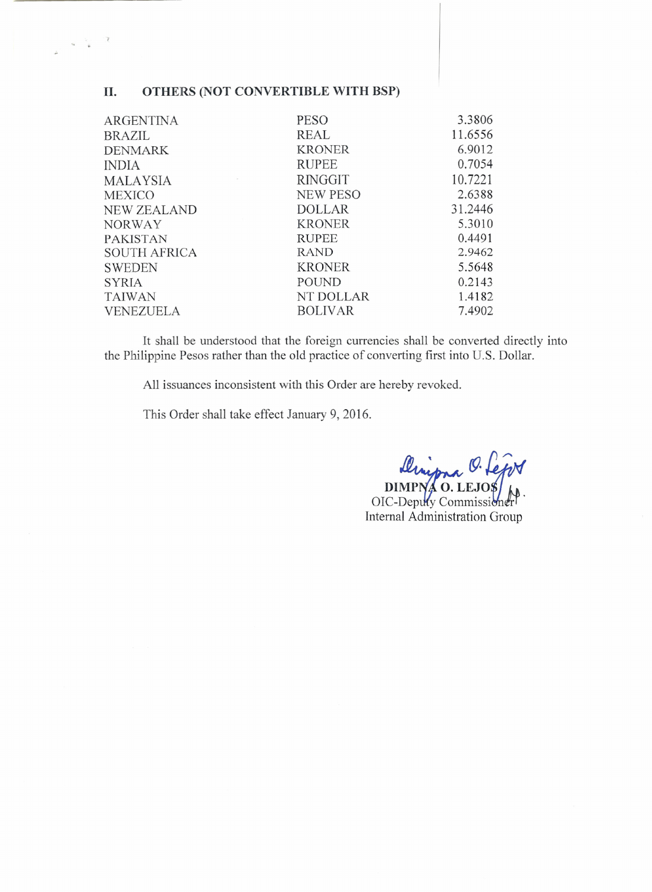## II. OTHERS (NOT CONVERTIBLE WITH BSP)

| | | |
|---|---|---|
| ARGENTINA | PESO | 3.3806 |
| BRAZIL | REAL | 11.6556 |
| DENMARK | KRONER | 6.9012 |
| INDIA | RUPEE | 0.7054 |
| MALAYSIA | RINGGIT | 10.7221 |
| MEXICO | NEW PESO | 2.6388 |
| NEW ZEALAND | DOLLAR | 31.2446 |
| NORWAY | KRONER | 5.3010 |
| PAKISTAN | RUPEE | 0.4491 |
| SOUTH AFRICA | RAND | 2.9462 |
| SWEDEN | KRONER | 5.5648 |
| SYRIA | POUND | 0.2143 |
| TAIWAN | NT DOLLAR | 1.4182 |
| VENEZUELA | BOLIVAR | 7.4902 |

It shall be understood that the foreign currencies shall be converted directly into the Philippine Pesos rather than the old practice of converting first into U.S. Dollar.

All issuances inconsistent with this Order are hereby revoked.

This Order shall take effect January 9, 2016.

**DIMPNA O. LEJOS**
OIC-Deputy Commissioner
Internal Administration Group